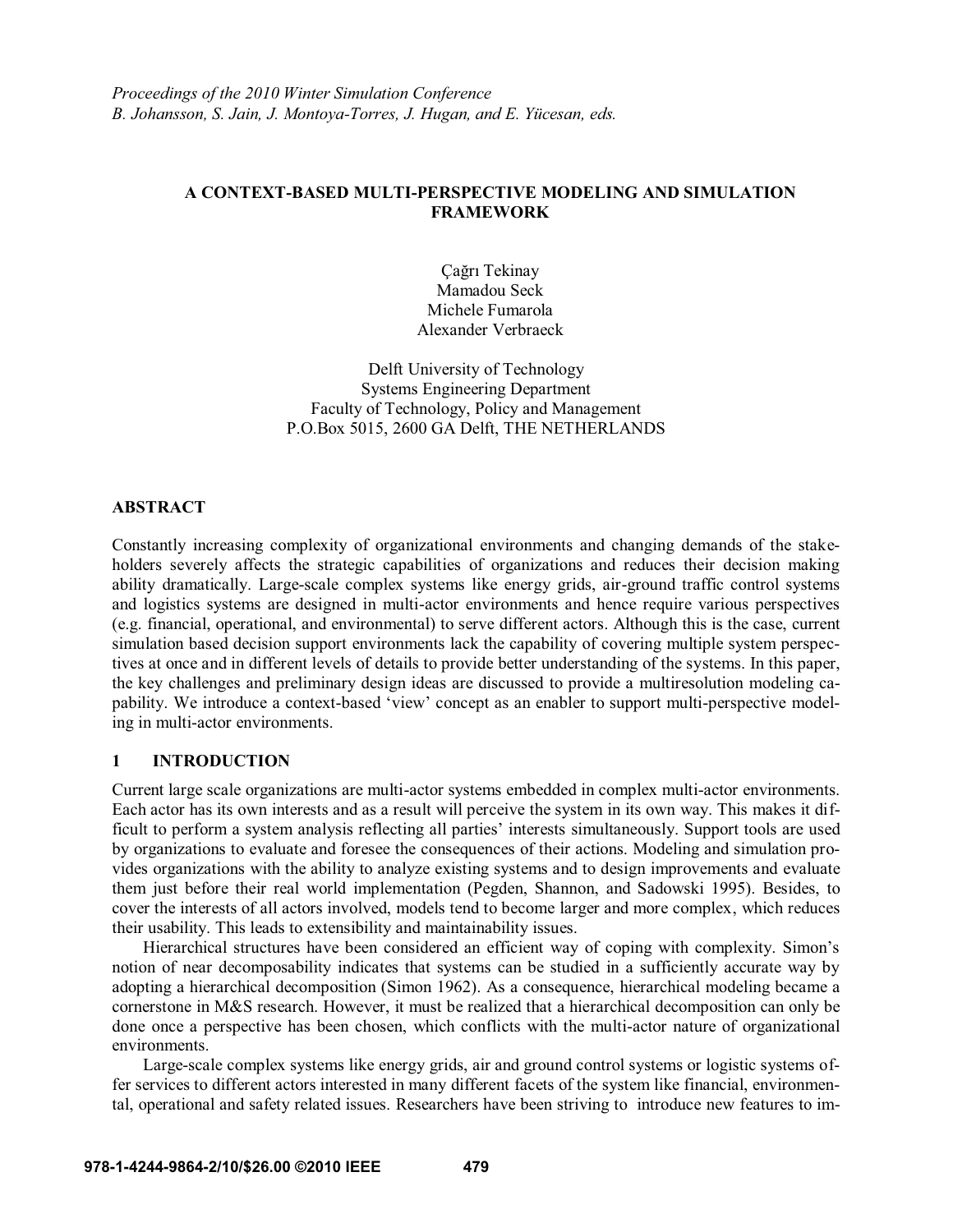*Proceedings of the 2010 Winter Simulation Conference*
*B. Johansson, S. Jain, J. Montoya-Torres, J. Hugan, and E. Yücesan, eds.*

# A CONTEXT-BASED MULTI-PERSPECTIVE MODELING AND SIMULATION FRAMEWORK

Çağrı Tekinay
Mamadou Seck
Michele Fumarola
Alexander Verbraeck

Delft University of Technology
Systems Engineering Department
Faculty of Technology, Policy and Management
P.O.Box 5015, 2600 GA Delft, THE NETHERLANDS

## ABSTRACT

Constantly increasing complexity of organizational environments and changing demands of the stakeholders severely affects the strategic capabilities of organizations and reduces their decision making ability dramatically. Large-scale complex systems like energy grids, air-ground traffic control systems and logistics systems are designed in multi-actor environments and hence require various perspectives (e.g. financial, operational, and environmental) to serve different actors. Although this is the case, current simulation based decision support environments lack the capability of covering multiple system perspectives at once and in different levels of details to provide better understanding of the systems. In this paper, the key challenges and preliminary design ideas are discussed to provide a multiresolution modeling capability. We introduce a context-based 'view' concept as an enabler to support multi-perspective modeling in multi-actor environments.

## 1 INTRODUCTION

Current large scale organizations are multi-actor systems embedded in complex multi-actor environments. Each actor has its own interests and as a result will perceive the system in its own way. This makes it difficult to perform a system analysis reflecting all parties' interests simultaneously. Support tools are used by organizations to evaluate and foresee the consequences of their actions. Modeling and simulation provides organizations with the ability to analyze existing systems and to design improvements and evaluate them just before their real world implementation (Pegden, Shannon, and Sadowski 1995). Besides, to cover the interests of all actors involved, models tend to become larger and more complex, which reduces their usability. This leads to extensibility and maintainability issues.

Hierarchical structures have been considered an efficient way of coping with complexity. Simon's notion of near decomposability indicates that systems can be studied in a sufficiently accurate way by adopting a hierarchical decomposition (Simon 1962). As a consequence, hierarchical modeling became a cornerstone in M&S research. However, it must be realized that a hierarchical decomposition can only be done once a perspective has been chosen, which conflicts with the multi-actor nature of organizational environments.

Large-scale complex systems like energy grids, air and ground control systems or logistic systems offer services to different actors interested in many different facets of the system like financial, environmental, operational and safety related issues. Researchers have been striving to introduce new features to im-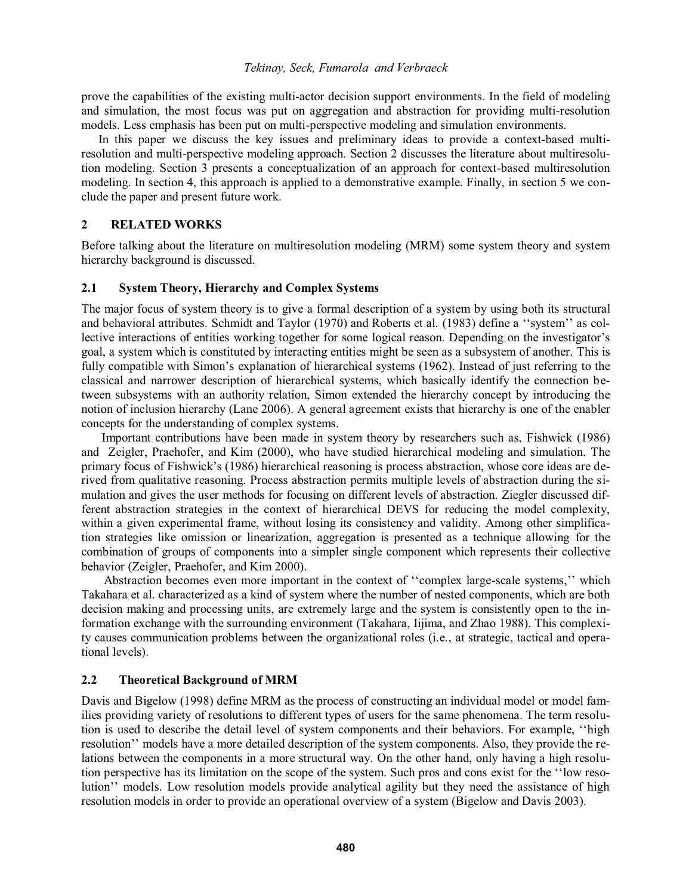prove the capabilities of the existing multi-actor decision support environments. In the field of modeling and simulation, the most focus was put on aggregation and abstraction for providing multi-resolution models. Less emphasis has been put on multi-perspective modeling and simulation environments.

In this paper we discuss the key issues and preliminary ideas to provide a context-based multi-resolution and multi-perspective modeling approach. Section 2 discusses the literature about multiresolution modeling. Section 3 presents a conceptualization of an approach for context-based multiresolution modeling. In section 4, this approach is applied to a demonstrative example. Finally, in section 5 we conclude the paper and present future work.

## 2 RELATED WORKS

Before talking about the literature on multiresolution modeling (MRM) some system theory and system hierarchy background is discussed.

### 2.1 System Theory, Hierarchy and Complex Systems

The major focus of system theory is to give a formal description of a system by using both its structural and behavioral attributes. Schmidt and Taylor (1970) and Roberts et al. (1983) define a ''system'' as collective interactions of entities working together for some logical reason. Depending on the investigator's goal, a system which is constituted by interacting entities might be seen as a subsystem of another. This is fully compatible with Simon's explanation of hierarchical systems (1962). Instead of just referring to the classical and narrower description of hierarchical systems, which basically identify the connection between subsystems with an authority relation, Simon extended the hierarchy concept by introducing the notion of inclusion hierarchy (Lane 2006). A general agreement exists that hierarchy is one of the enabler concepts for the understanding of complex systems.

Important contributions have been made in system theory by researchers such as, Fishwick (1986) and Zeigler, Praehofer, and Kim (2000), who have studied hierarchical modeling and simulation. The primary focus of Fishwick's (1986) hierarchical reasoning is process abstraction, whose core ideas are derived from qualitative reasoning. Process abstraction permits multiple levels of abstraction during the simulation and gives the user methods for focusing on different levels of abstraction. Ziegler discussed different abstraction strategies in the context of hierarchical DEVS for reducing the model complexity, within a given experimental frame, without losing its consistency and validity. Among other simplification strategies like omission or linearization, aggregation is presented as a technique allowing for the combination of groups of components into a simpler single component which represents their collective behavior (Zeigler, Praehofer, and Kim 2000).

Abstraction becomes even more important in the context of ''complex large-scale systems,'' which Takahara et al. characterized as a kind of system where the number of nested components, which are both decision making and processing units, are extremely large and the system is consistently open to the information exchange with the surrounding environment (Takahara, Iijima, and Zhao 1988). This complexity causes communication problems between the organizational roles (i.e., at strategic, tactical and operational levels).

### 2.2 Theoretical Background of MRM

Davis and Bigelow (1998) define MRM as the process of constructing an individual model or model families providing variety of resolutions to different types of users for the same phenomena. The term resolution is used to describe the detail level of system components and their behaviors. For example, ''high resolution'' models have a more detailed description of the system components. Also, they provide the relations between the components in a more structural way. On the other hand, only having a high resolution perspective has its limitation on the scope of the system. Such pros and cons exist for the ''low resolution'' models. Low resolution models provide analytical agility but they need the assistance of high resolution models in order to provide an operational overview of a system (Bigelow and Davis 2003).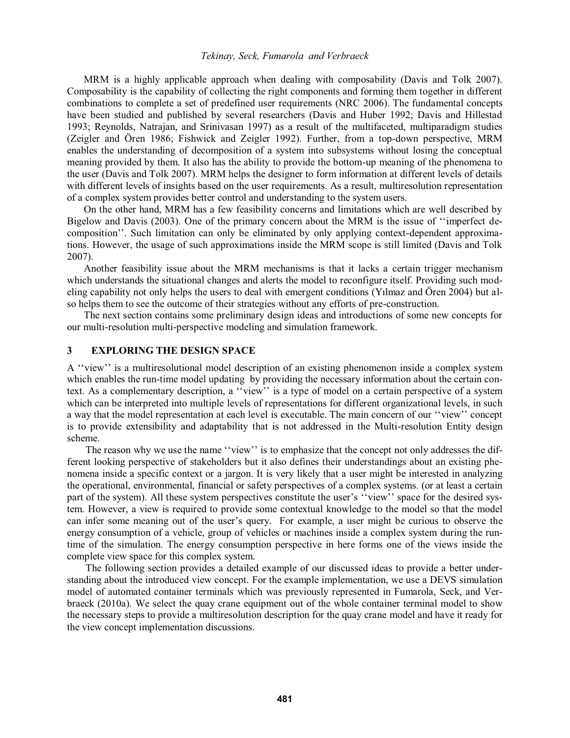MRM is a highly applicable approach when dealing with composability (Davis and Tolk 2007). Composability is the capability of collecting the right components and forming them together in different combinations to complete a set of predefined user requirements (NRC 2006). The fundamental concepts have been studied and published by several researchers (Davis and Huber 1992; Davis and Hillestad 1993; Reynolds, Natrajan, and Srinivasan 1997) as a result of the multifaceted, multiparadigm studies (Zeigler and Ören 1986; Fishwick and Zeigler 1992). Further, from a top-down perspective, MRM enables the understanding of decomposition of a system into subsystems without losing the conceptual meaning provided by them. It also has the ability to provide the bottom-up meaning of the phenomena to the user (Davis and Tolk 2007). MRM helps the designer to form information at different levels of details with different levels of insights based on the user requirements. As a result, multiresolution representation of a complex system provides better control and understanding to the system users.

On the other hand, MRM has a few feasibility concerns and limitations which are well described by Bigelow and Davis (2003). One of the primary concern about the MRM is the issue of ''imperfect decomposition''. Such limitation can only be eliminated by only applying context-dependent approximations. However, the usage of such approximations inside the MRM scope is still limited (Davis and Tolk 2007).

Another feasibility issue about the MRM mechanisms is that it lacks a certain trigger mechanism which understands the situational changes and alerts the model to reconfigure itself. Providing such modeling capability not only helps the users to deal with emergent conditions (Yılmaz and Ören 2004) but also helps them to see the outcome of their strategies without any efforts of pre-construction.

The next section contains some preliminary design ideas and introductions of some new concepts for our multi-resolution multi-perspective modeling and simulation framework.

## 3 EXPLORING THE DESIGN SPACE

A ''view'' is a multiresolutional model description of an existing phenomenon inside a complex system which enables the run-time model updating by providing the necessary information about the certain context. As a complementary description, a ''view'' is a type of model on a certain perspective of a system which can be interpreted into multiple levels of representations for different organizational levels, in such a way that the model representation at each level is executable. The main concern of our ''view'' concept is to provide extensibility and adaptability that is not addressed in the Multi-resolution Entity design scheme.

The reason why we use the name ''view'' is to emphasize that the concept not only addresses the different looking perspective of stakeholders but it also defines their understandings about an existing phenomena inside a specific context or a jargon. It is very likely that a user might be interested in analyzing the operational, environmental, financial or safety perspectives of a complex systems. (or at least a certain part of the system). All these system perspectives constitute the user's ''view'' space for the desired system. However, a view is required to provide some contextual knowledge to the model so that the model can infer some meaning out of the user's query. For example, a user might be curious to observe the energy consumption of a vehicle, group of vehicles or machines inside a complex system during the runtime of the simulation. The energy consumption perspective in here forms one of the views inside the complete view space for this complex system.

The following section provides a detailed example of our discussed ideas to provide a better understanding about the introduced view concept. For the example implementation, we use a DEVS simulation model of automated container terminals which was previously represented in Fumarola, Seck, and Verbraeck (2010a). We select the quay crane equipment out of the whole container terminal model to show the necessary steps to provide a multiresolution description for the quay crane model and have it ready for the view concept implementation discussions.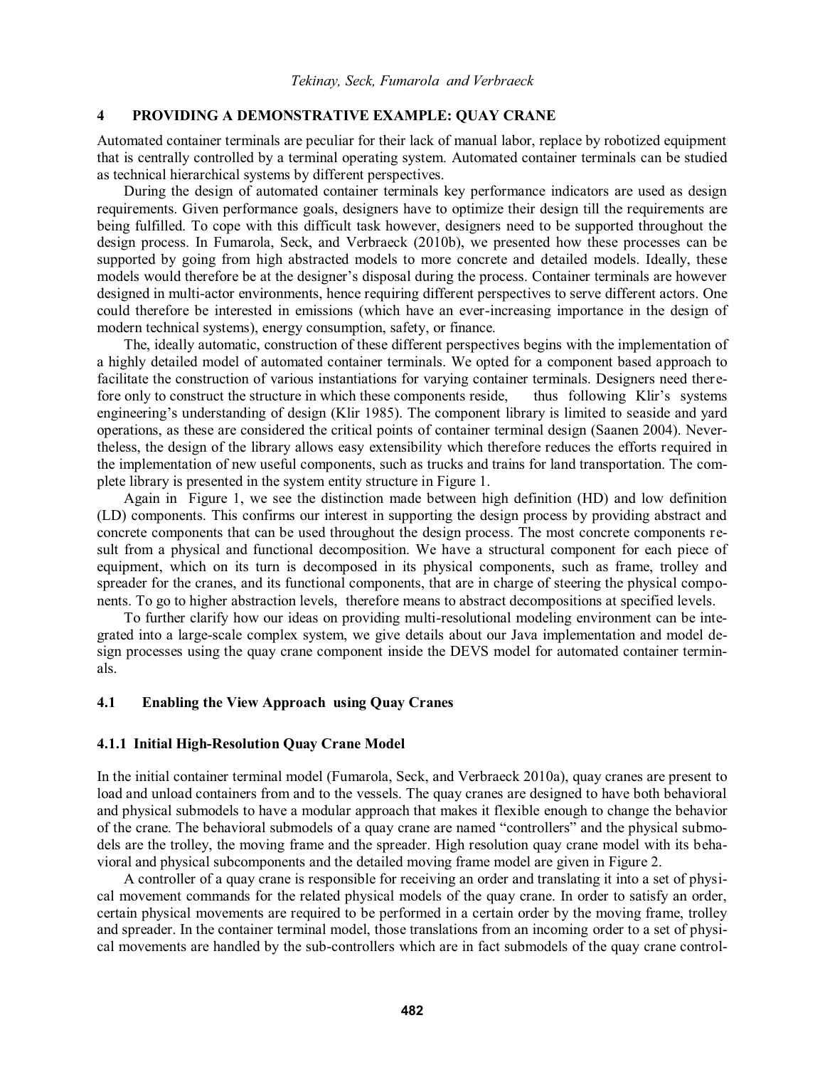## 4 PROVIDING A DEMONSTRATIVE EXAMPLE: QUAY CRANE

Automated container terminals are peculiar for their lack of manual labor, replace by robotized equipment that is centrally controlled by a terminal operating system. Automated container terminals can be studied as technical hierarchical systems by different perspectives.

During the design of automated container terminals key performance indicators are used as design requirements. Given performance goals, designers have to optimize their design till the requirements are being fulfilled. To cope with this difficult task however, designers need to be supported throughout the design process. In Fumarola, Seck, and Verbraeck (2010b), we presented how these processes can be supported by going from high abstracted models to more concrete and detailed models. Ideally, these models would therefore be at the designer's disposal during the process. Container terminals are however designed in multi-actor environments, hence requiring different perspectives to serve different actors. One could therefore be interested in emissions (which have an ever-increasing importance in the design of modern technical systems), energy consumption, safety, or finance.

The, ideally automatic, construction of these different perspectives begins with the implementation of a highly detailed model of automated container terminals. We opted for a component based approach to facilitate the construction of various instantiations for varying container terminals. Designers need therefore only to construct the structure in which these components reside, thus following Klir's systems engineering's understanding of design (Klir 1985). The component library is limited to seaside and yard operations, as these are considered the critical points of container terminal design (Saanen 2004). Nevertheless, the design of the library allows easy extensibility which therefore reduces the efforts required in the implementation of new useful components, such as trucks and trains for land transportation. The complete library is presented in the system entity structure in Figure 1.

Again in Figure 1, we see the distinction made between high definition (HD) and low definition (LD) components. This confirms our interest in supporting the design process by providing abstract and concrete components that can be used throughout the design process. The most concrete components result from a physical and functional decomposition. We have a structural component for each piece of equipment, which on its turn is decomposed in its physical components, such as frame, trolley and spreader for the cranes, and its functional components, that are in charge of steering the physical components. To go to higher abstraction levels, therefore means to abstract decompositions at specified levels.

To further clarify how our ideas on providing multi-resolutional modeling environment can be integrated into a large-scale complex system, we give details about our Java implementation and model design processes using the quay crane component inside the DEVS model for automated container terminals.

### 4.1 Enabling the View Approach using Quay Cranes

#### 4.1.1 Initial High-Resolution Quay Crane Model

In the initial container terminal model (Fumarola, Seck, and Verbraeck 2010a), quay cranes are present to load and unload containers from and to the vessels. The quay cranes are designed to have both behavioral and physical submodels to have a modular approach that makes it flexible enough to change the behavior of the crane. The behavioral submodels of a quay crane are named "controllers" and the physical submodels are the trolley, the moving frame and the spreader. High resolution quay crane model with its behavioral and physical subcomponents and the detailed moving frame model are given in Figure 2.

A controller of a quay crane is responsible for receiving an order and translating it into a set of physical movement commands for the related physical models of the quay crane. In order to satisfy an order, certain physical movements are required to be performed in a certain order by the moving frame, trolley and spreader. In the container terminal model, those translations from an incoming order to a set of physical movements are handled by the sub-controllers which are in fact submodels of the quay crane control-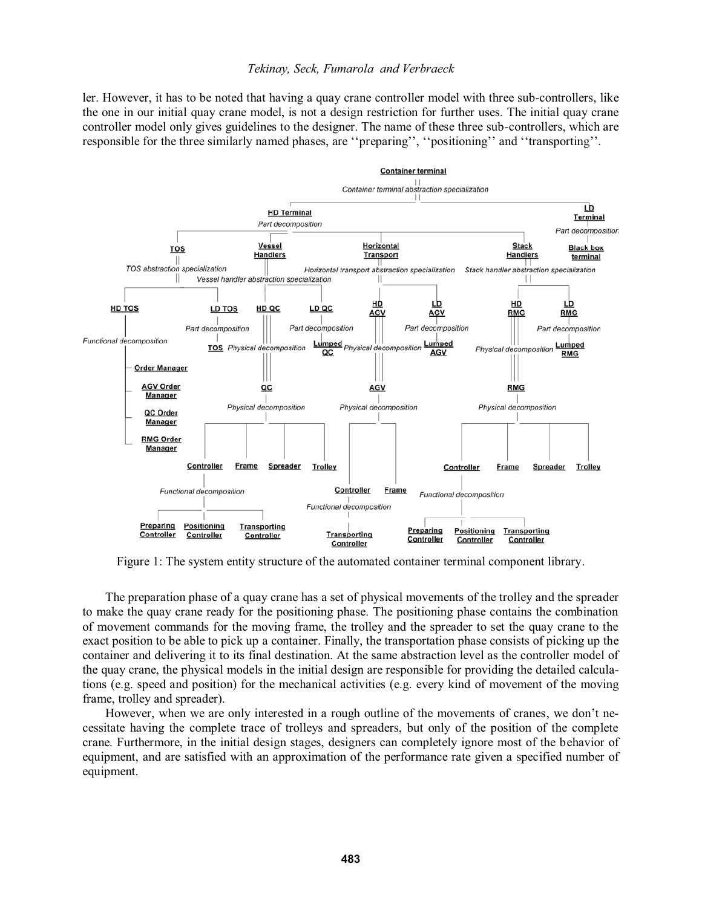ler. However, it has to be noted that having a quay crane controller model with three sub-controllers, like the one in our initial quay crane model, is not a design restriction for further uses. The initial quay crane controller model only gives guidelines to the designer. The name of these three sub-controllers, which are responsible for the three similarly named phases, are ''preparing'', ''positioning'' and ''transporting''.

Figure 1: The system entity structure of the automated container terminal component library.

The preparation phase of a quay crane has a set of physical movements of the trolley and the spreader to make the quay crane ready for the positioning phase. The positioning phase contains the combination of movement commands for the moving frame, the trolley and the spreader to set the quay crane to the exact position to be able to pick up a container. Finally, the transportation phase consists of picking up the container and delivering it to its final destination. At the same abstraction level as the controller model of the quay crane, the physical models in the initial design are responsible for providing the detailed calculations (e.g. speed and position) for the mechanical activities (e.g. every kind of movement of the moving frame, trolley and spreader).

However, when we are only interested in a rough outline of the movements of cranes, we don't necessitate having the complete trace of trolleys and spreaders, but only of the position of the complete crane. Furthermore, in the initial design stages, designers can completely ignore most of the behavior of equipment, and are satisfied with an approximation of the performance rate given a specified number of equipment.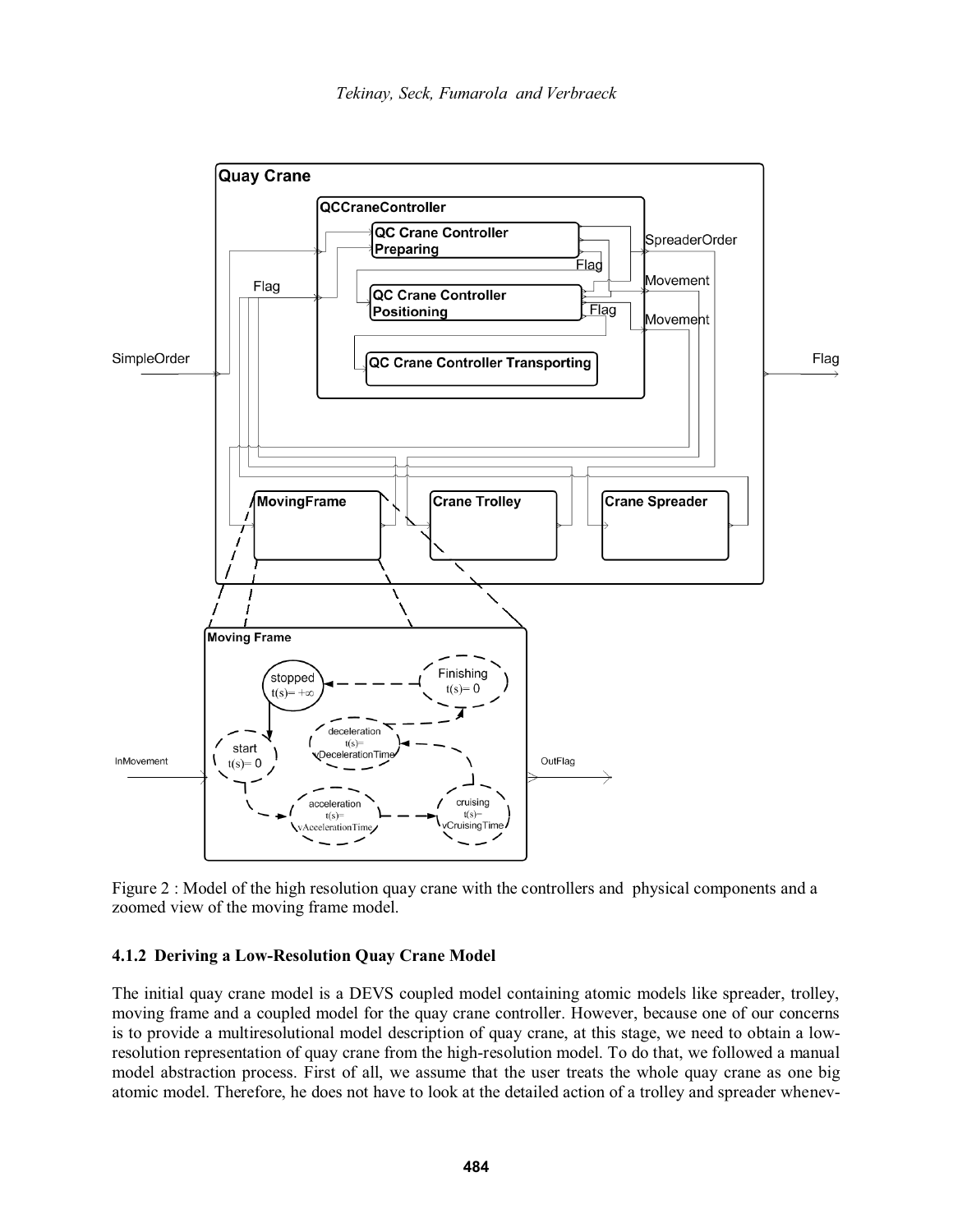Figure 2 : Model of the high resolution quay crane with the controllers and physical components and a zoomed view of the moving frame model.

### 4.1.2 Deriving a Low-Resolution Quay Crane Model

The initial quay crane model is a DEVS coupled model containing atomic models like spreader, trolley, moving frame and a coupled model for the quay crane controller. However, because one of our concerns is to provide a multiresolutional model description of quay crane, at this stage, we need to obtain a low-resolution representation of quay crane from the high-resolution model. To do that, we followed a manual model abstraction process. First of all, we assume that the user treats the whole quay crane as one big atomic model. Therefore, he does not have to look at the detailed action of a trolley and spreader whenev-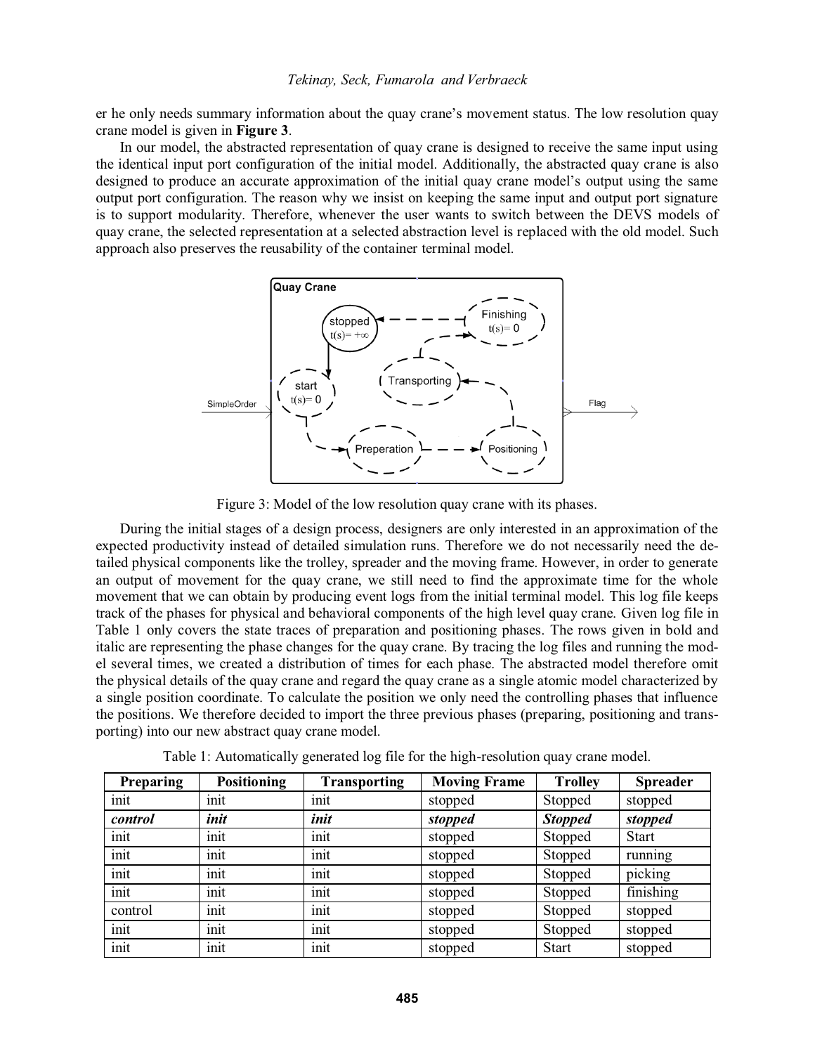er he only needs summary information about the quay crane's movement status. The low resolution quay crane model is given in **Figure 3**.

In our model, the abstracted representation of quay crane is designed to receive the same input using the identical input port configuration of the initial model. Additionally, the abstracted quay crane is also designed to produce an accurate approximation of the initial quay crane model's output using the same output port configuration. The reason why we insist on keeping the same input and output port signature is to support modularity. Therefore, whenever the user wants to switch between the DEVS models of quay crane, the selected representation at a selected abstraction level is replaced with the old model. Such approach also preserves the reusability of the container terminal model.

Figure 3: Model of the low resolution quay crane with its phases.

During the initial stages of a design process, designers are only interested in an approximation of the expected productivity instead of detailed simulation runs. Therefore we do not necessarily need the detailed physical components like the trolley, spreader and the moving frame. However, in order to generate an output of movement for the quay crane, we still need to find the approximate time for the whole movement that we can obtain by producing event logs from the initial terminal model. This log file keeps track of the phases for physical and behavioral components of the high level quay crane. Given log file in Table 1 only covers the state traces of preparation and positioning phases. The rows given in bold and italic are representing the phase changes for the quay crane. By tracing the log files and running the model several times, we created a distribution of times for each phase. The abstracted model therefore omit the physical details of the quay crane and regard the quay crane as a single atomic model characterized by a single position coordinate. To calculate the position we only need the controlling phases that influence the positions. We therefore decided to import the three previous phases (preparing, positioning and transporting) into our new abstract quay crane model.

Table 1: Automatically generated log file for the high-resolution quay crane model.

| Preparing | Positioning | Transporting | Moving Frame | Trolley | Spreader |
|---|---|---|---|---|---|
| init | init | init | stopped | Stopped | stopped |
| ***control*** | ***init*** | ***init*** | ***stopped*** | ***Stopped*** | ***stopped*** |
| init | init | init | stopped | Stopped | Start |
| init | init | init | stopped | Stopped | running |
| init | init | init | stopped | Stopped | picking |
| init | init | init | stopped | Stopped | finishing |
| control | init | init | stopped | Stopped | stopped |
| init | init | init | stopped | Stopped | stopped |
| init | init | init | stopped | Start | stopped |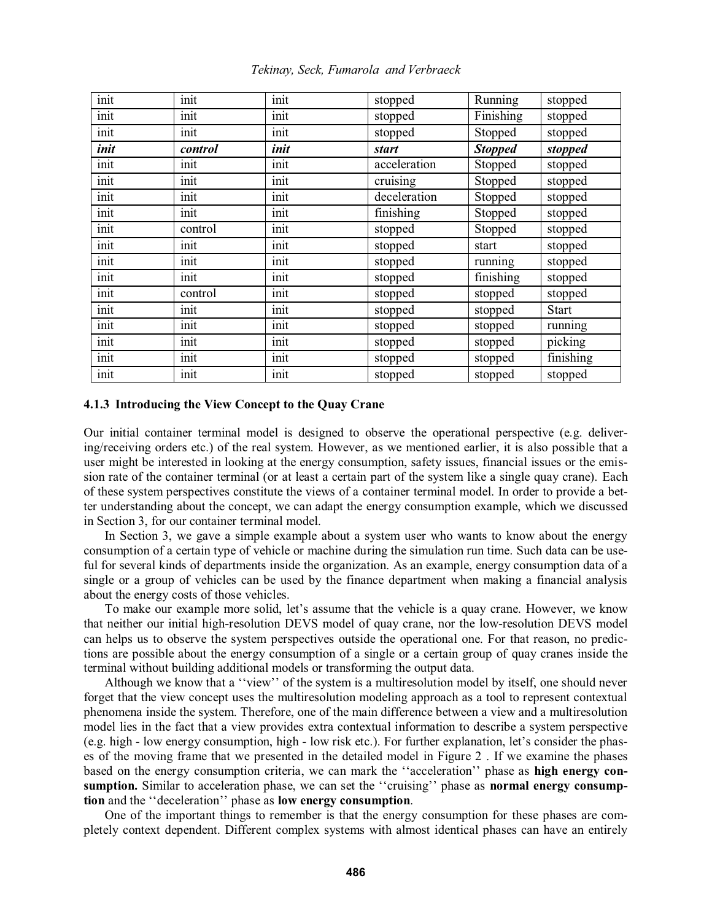| init | init | init | stopped | Running | stopped |
| --- | --- | --- | --- | --- | --- |
| init | init | init | stopped | Finishing | stopped |
| init | init | init | stopped | Stopped | stopped |
| ***init*** | ***control*** | ***init*** | ***start*** | ***Stopped*** | ***stopped*** |
| init | init | init | acceleration | Stopped | stopped |
| init | init | init | cruising | Stopped | stopped |
| init | init | init | deceleration | Stopped | stopped |
| init | init | init | finishing | Stopped | stopped |
| init | control | init | stopped | Stopped | stopped |
| init | init | init | stopped | start | stopped |
| init | init | init | stopped | running | stopped |
| init | init | init | stopped | finishing | stopped |
| init | control | init | stopped | stopped | stopped |
| init | init | init | stopped | stopped | Start |
| init | init | init | stopped | stopped | running |
| init | init | init | stopped | stopped | picking |
| init | init | init | stopped | stopped | finishing |
| init | init | init | stopped | stopped | stopped |

#### 4.1.3 Introducing the View Concept to the Quay Crane

Our initial container terminal model is designed to observe the operational perspective (e.g. delivering/receiving orders etc.) of the real system. However, as we mentioned earlier, it is also possible that a user might be interested in looking at the energy consumption, safety issues, financial issues or the emission rate of the container terminal (or at least a certain part of the system like a single quay crane). Each of these system perspectives constitute the views of a container terminal model. In order to provide a better understanding about the concept, we can adapt the energy consumption example, which we discussed in Section 3, for our container terminal model.

In Section 3, we gave a simple example about a system user who wants to know about the energy consumption of a certain type of vehicle or machine during the simulation run time. Such data can be useful for several kinds of departments inside the organization. As an example, energy consumption data of a single or a group of vehicles can be used by the finance department when making a financial analysis about the energy costs of those vehicles.

To make our example more solid, let's assume that the vehicle is a quay crane. However, we know that neither our initial high-resolution DEVS model of quay crane, nor the low-resolution DEVS model can helps us to observe the system perspectives outside the operational one. For that reason, no predictions are possible about the energy consumption of a single or a certain group of quay cranes inside the terminal without building additional models or transforming the output data.

Although we know that a ''view'' of the system is a multiresolution model by itself, one should never forget that the view concept uses the multiresolution modeling approach as a tool to represent contextual phenomena inside the system. Therefore, one of the main difference between a view and a multiresolution model lies in the fact that a view provides extra contextual information to describe a system perspective (e.g. high - low energy consumption, high - low risk etc.). For further explanation, let's consider the phases of the moving frame that we presented in the detailed model in Figure 2 . If we examine the phases based on the energy consumption criteria, we can mark the ''acceleration'' phase as **high energy consumption.** Similar to acceleration phase, we can set the ''cruising'' phase as **normal energy consumption** and the ''deceleration'' phase as **low energy consumption**.

One of the important things to remember is that the energy consumption for these phases are completely context dependent. Different complex systems with almost identical phases can have an entirely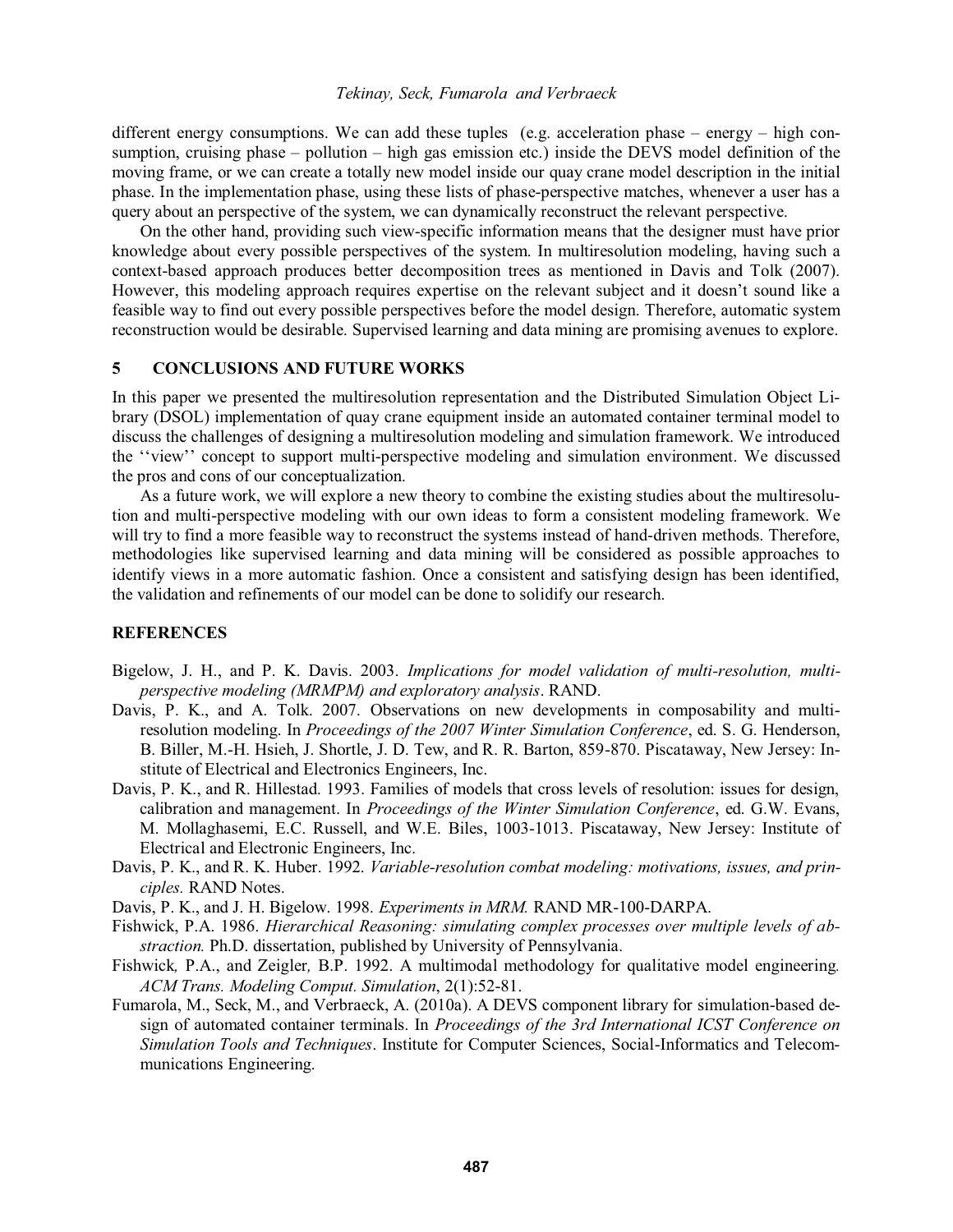different energy consumptions. We can add these tuples (e.g. acceleration phase – energy – high consumption, cruising phase – pollution – high gas emission etc.) inside the DEVS model definition of the moving frame, or we can create a totally new model inside our quay crane model description in the initial phase. In the implementation phase, using these lists of phase-perspective matches, whenever a user has a query about an perspective of the system, we can dynamically reconstruct the relevant perspective.

On the other hand, providing such view-specific information means that the designer must have prior knowledge about every possible perspectives of the system. In multiresolution modeling, having such a context-based approach produces better decomposition trees as mentioned in Davis and Tolk (2007). However, this modeling approach requires expertise on the relevant subject and it doesn't sound like a feasible way to find out every possible perspectives before the model design. Therefore, automatic system reconstruction would be desirable. Supervised learning and data mining are promising avenues to explore.

## 5 CONCLUSIONS AND FUTURE WORKS

In this paper we presented the multiresolution representation and the Distributed Simulation Object Library (DSOL) implementation of quay crane equipment inside an automated container terminal model to discuss the challenges of designing a multiresolution modeling and simulation framework. We introduced the ''view'' concept to support multi-perspective modeling and simulation environment. We discussed the pros and cons of our conceptualization.

As a future work, we will explore a new theory to combine the existing studies about the multiresolution and multi-perspective modeling with our own ideas to form a consistent modeling framework. We will try to find a more feasible way to reconstruct the systems instead of hand-driven methods. Therefore, methodologies like supervised learning and data mining will be considered as possible approaches to identify views in a more automatic fashion. Once a consistent and satisfying design has been identified, the validation and refinements of our model can be done to solidify our research.

## REFERENCES

Bigelow, J. H., and P. K. Davis. 2003. *Implications for model validation of multi-resolution, multi-perspective modeling (MRMPM) and exploratory analysis*. RAND.

Davis, P. K., and A. Tolk. 2007. Observations on new developments in composability and multi-resolution modeling. In *Proceedings of the 2007 Winter Simulation Conference*, ed. S. G. Henderson, B. Biller, M.-H. Hsieh, J. Shortle, J. D. Tew, and R. R. Barton, 859-870. Piscataway, New Jersey: Institute of Electrical and Electronics Engineers, Inc.

Davis, P. K., and R. Hillestad. 1993. Families of models that cross levels of resolution: issues for design, calibration and management. In *Proceedings of the Winter Simulation Conference*, ed. G.W. Evans, M. Mollaghasemi, E.C. Russell, and W.E. Biles, 1003-1013. Piscataway, New Jersey: Institute of Electrical and Electronic Engineers, Inc.

Davis, P. K., and R. K. Huber. 1992. *Variable-resolution combat modeling: motivations, issues, and principles.* RAND Notes.

Davis, P. K., and J. H. Bigelow. 1998. *Experiments in MRM.* RAND MR-100-DARPA.

Fishwick, P.A. 1986. *Hierarchical Reasoning: simulating complex processes over multiple levels of abstraction.* Ph.D. dissertation, published by University of Pennsylvania.

Fishwick, P.A., and Zeigler, B.P. 1992. A multimodal methodology for qualitative model engineering. *ACM Trans. Modeling Comput. Simulation*, 2(1):52-81.

Fumarola, M., Seck, M., and Verbraeck, A. (2010a). A DEVS component library for simulation-based design of automated container terminals. In *Proceedings of the 3rd International ICST Conference on Simulation Tools and Techniques*. Institute for Computer Sciences, Social-Informatics and Telecommunications Engineering.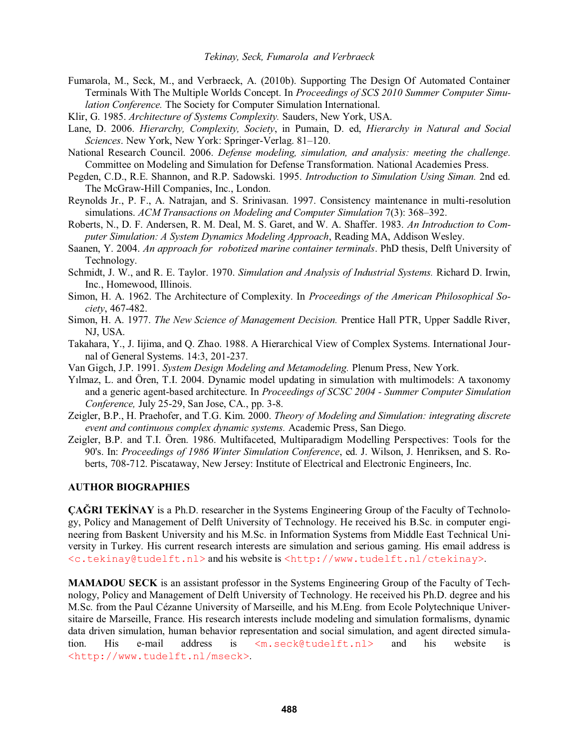Fumarola, M., Seck, M., and Verbraeck, A. (2010b). Supporting The Design Of Automated Container Terminals With The Multiple Worlds Concept. In *Proceedings of SCS 2010 Summer Computer Simulation Conference.* The Society for Computer Simulation International.

Klir, G. 1985. *Architecture of Systems Complexity.* Sauders, New York, USA.

Lane, D. 2006. *Hierarchy, Complexity, Society*, in Pumain, D. ed, *Hierarchy in Natural and Social Sciences*. New York, New York: Springer-Verlag. 81–120.

National Research Council. 2006. *Defense modeling, simulation, and analysis: meeting the challenge.* Committee on Modeling and Simulation for Defense Transformation. National Academies Press.

Pegden, C.D., R.E. Shannon, and R.P. Sadowski. 1995. *Introduction to Simulation Using Siman.* 2nd ed. The McGraw-Hill Companies, Inc., London.

Reynolds Jr., P. F., A. Natrajan, and S. Srinivasan. 1997. Consistency maintenance in multi-resolution simulations. *ACM Transactions on Modeling and Computer Simulation* 7(3): 368–392.

Roberts, N., D. F. Andersen, R. M. Deal, M. S. Garet, and W. A. Shaffer. 1983. *An Introduction to Computer Simulation: A System Dynamics Modeling Approach*, Reading MA, Addison Wesley.

Saanen, Y. 2004. *An approach for robotized marine container terminals*. PhD thesis, Delft University of Technology.

Schmidt, J. W., and R. E. Taylor. 1970. *Simulation and Analysis of Industrial Systems.* Richard D. Irwin, Inc., Homewood, Illinois.

Simon, H. A. 1962. The Architecture of Complexity. In *Proceedings of the American Philosophical Society*, 467-482.

Simon, H. A. 1977. *The New Science of Management Decision.* Prentice Hall PTR, Upper Saddle River, NJ, USA.

Takahara, Y., J. Iijima, and Q. Zhao. 1988. A Hierarchical View of Complex Systems. International Journal of General Systems. 14:3, 201-237.

Van Gigch, J.P. 1991. *System Design Modeling and Metamodeling.* Plenum Press, New York.

Yılmaz, L. and Ören, T.I. 2004. Dynamic model updating in simulation with multimodels: A taxonomy and a generic agent-based architecture. In *Proceedings of SCSC 2004 - Summer Computer Simulation Conference,* July 25-29, San Jose, CA., pp. 3-8.

Zeigler, B.P., H. Praehofer, and T.G. Kim. 2000. *Theory of Modeling and Simulation: integrating discrete event and continuous complex dynamic systems.* Academic Press, San Diego.

Zeigler, B.P. and T.I. Ören. 1986. Multifaceted, Multiparadigm Modelling Perspectives: Tools for the 90's. In: *Proceedings of 1986 Winter Simulation Conference*, ed. J. Wilson, J. Henriksen, and S. Roberts, 708-712. Piscataway, New Jersey: Institute of Electrical and Electronic Engineers, Inc.

## AUTHOR BIOGRAPHIES

**ÇAĞRI TEKİNAY** is a Ph.D. researcher in the Systems Engineering Group of the Faculty of Technology, Policy and Management of Delft University of Technology. He received his B.Sc. in computer engineering from Baskent University and his M.Sc. in Information Systems from Middle East Technical University in Turkey. His current research interests are simulation and serious gaming. His email address is <c.tekinay@tudelft.nl> and his website is <http://www.tudelft.nl/ctekinay>.

**MAMADOU SECK** is an assistant professor in the Systems Engineering Group of the Faculty of Technology, Policy and Management of Delft University of Technology. He received his Ph.D. degree and his M.Sc. from the Paul Cézanne University of Marseille, and his M.Eng. from Ecole Polytechnique Universitaire de Marseille, France. His research interests include modeling and simulation formalisms, dynamic data driven simulation, human behavior representation and social simulation, and agent directed simulation. His e-mail address is <m.seck@tudelft.nl> and his website is <http://www.tudelft.nl/mseck>.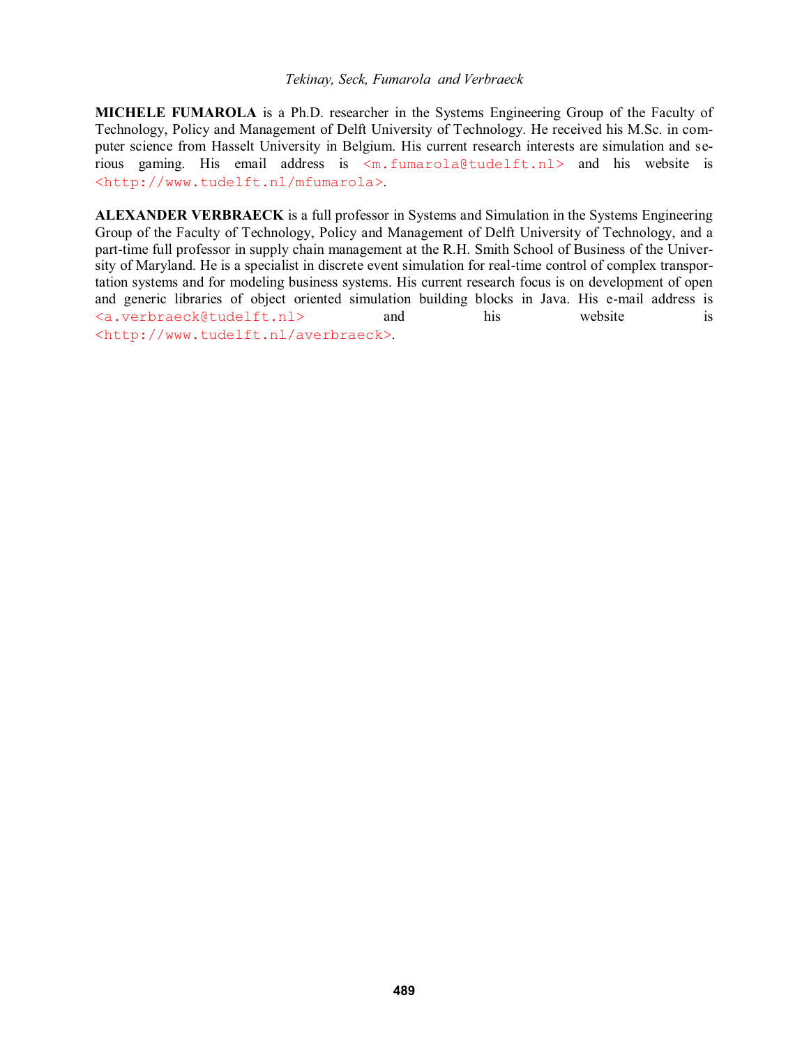**MICHELE FUMAROLA** is a Ph.D. researcher in the Systems Engineering Group of the Faculty of Technology, Policy and Management of Delft University of Technology. He received his M.Sc. in computer science from Hasselt University in Belgium. His current research interests are simulation and serious gaming. His email address is <m.fumarola@tudelft.nl> and his website is <http://www.tudelft.nl/mfumarola>.

**ALEXANDER VERBRAECK** is a full professor in Systems and Simulation in the Systems Engineering Group of the Faculty of Technology, Policy and Management of Delft University of Technology, and a part-time full professor in supply chain management at the R.H. Smith School of Business of the University of Maryland. He is a specialist in discrete event simulation for real-time control of complex transportation systems and for modeling business systems. His current research focus is on development of open and generic libraries of object oriented simulation building blocks in Java. His e-mail address is <a.verbraeck@tudelft.nl> and his website is <http://www.tudelft.nl/averbraeck>.